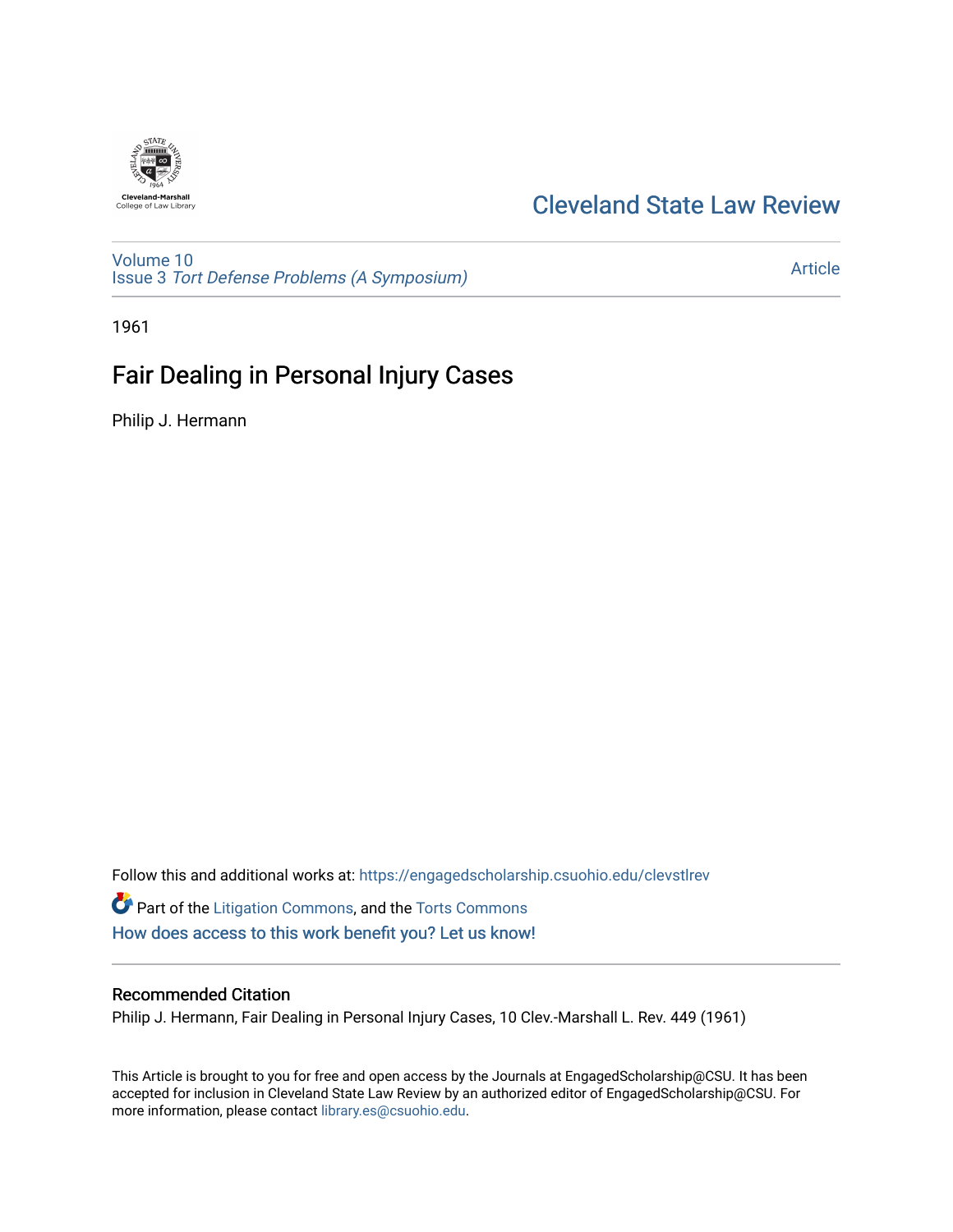Cleveland State Law Review

Volume 10
Issue 3 *Tort Defense Problems (A Symposium)*

Article

1961

# Fair Dealing in Personal Injury Cases

Philip J. Hermann

Follow this and additional works at: https://engagedscholarship.csuohio.edu/clevstlrev

Part of the Litigation Commons, and the Torts Commons

How does access to this work benefit you? Let us know!

## Recommended Citation

Philip J. Hermann, Fair Dealing in Personal Injury Cases, 10 Clev.-Marshall L. Rev. 449 (1961)

This Article is brought to you for free and open access by the Journals at EngagedScholarship@CSU. It has been accepted for inclusion in Cleveland State Law Review by an authorized editor of EngagedScholarship@CSU. For more information, please contact library.es@csuohio.edu.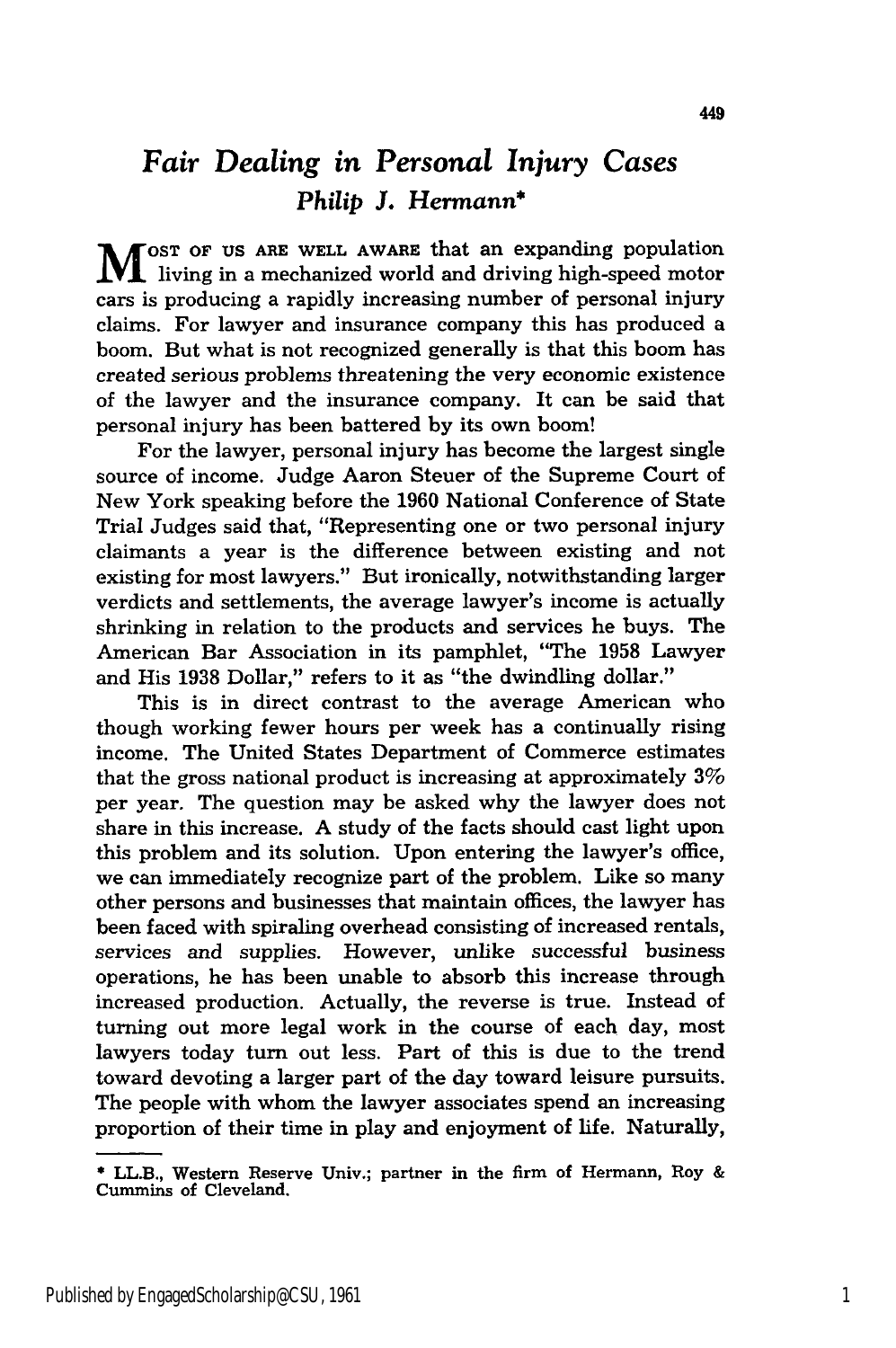# *Fair Dealing in Personal Injury Cases*

### *Philip J. Hermann**

MOST OF US ARE WELL AWARE that an expanding population living in a mechanized world and driving high-speed motor cars is producing a rapidly increasing number of personal injury claims. For lawyer and insurance company this has produced a boom. But what is not recognized generally is that this boom has created serious problems threatening the very economic existence of the lawyer and the insurance company. It can be said that personal injury has been battered by its own boom!

For the lawyer, personal injury has become the largest single source of income. Judge Aaron Steuer of the Supreme Court of New York speaking before the 1960 National Conference of State Trial Judges said that, "Representing one or two personal injury claimants a year is the difference between existing and not existing for most lawyers." But ironically, notwithstanding larger verdicts and settlements, the average lawyer's income is actually shrinking in relation to the products and services he buys. The American Bar Association in its pamphlet, "The 1958 Lawyer and His 1938 Dollar," refers to it as "the dwindling dollar."

This is in direct contrast to the average American who though working fewer hours per week has a continually rising income. The United States Department of Commerce estimates that the gross national product is increasing at approximately 3% per year. The question may be asked why the lawyer does not share in this increase. A study of the facts should cast light upon this problem and its solution. Upon entering the lawyer's office, we can immediately recognize part of the problem. Like so many other persons and businesses that maintain offices, the lawyer has been faced with spiraling overhead consisting of increased rentals, services and supplies. However, unlike successful business operations, he has been unable to absorb this increase through increased production. Actually, the reverse is true. Instead of turning out more legal work in the course of each day, most lawyers today turn out less. Part of this is due to the trend toward devoting a larger part of the day toward leisure pursuits. The people with whom the lawyer associates spend an increasing proportion of their time in play and enjoyment of life. Naturally,

---

* LL.B., Western Reserve Univ.; partner in the firm of Hermann, Roy & Cummins of Cleveland.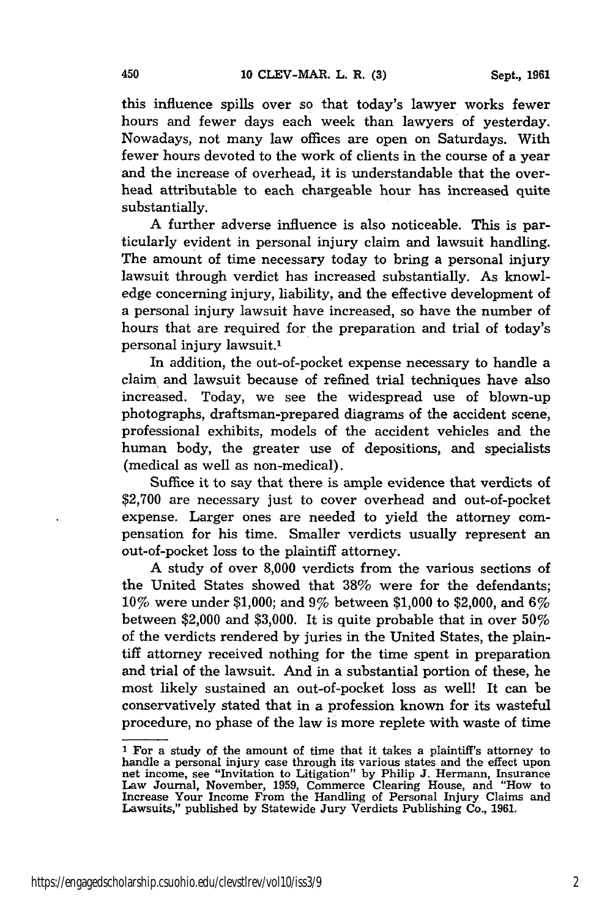this influence spills over so that today's lawyer works fewer hours and fewer days each week than lawyers of yesterday. Nowadays, not many law offices are open on Saturdays. With fewer hours devoted to the work of clients in the course of a year and the increase of overhead, it is understandable that the overhead attributable to each chargeable hour has increased quite substantially.

A further adverse influence is also noticeable. This is particularly evident in personal injury claim and lawsuit handling. The amount of time necessary today to bring a personal injury lawsuit through verdict has increased substantially. As knowledge concerning injury, liability, and the effective development of a personal injury lawsuit have increased, so have the number of hours that are required for the preparation and trial of today's personal injury lawsuit.[1]

In addition, the out-of-pocket expense necessary to handle a claim and lawsuit because of refined trial techniques have also increased. Today, we see the widespread use of blown-up photographs, draftsman-prepared diagrams of the accident scene, professional exhibits, models of the accident vehicles and the human body, the greater use of depositions, and specialists (medical as well as non-medical).

Suffice it to say that there is ample evidence that verdicts of \$2,700 are necessary just to cover overhead and out-of-pocket expense. Larger ones are needed to yield the attorney compensation for his time. Smaller verdicts usually represent an out-of-pocket loss to the plaintiff attorney.

A study of over 8,000 verdicts from the various sections of the United States showed that 38% were for the defendants; 10% were under \$1,000; and 9% between \$1,000 to \$2,000, and 6% between \$2,000 and \$3,000. It is quite probable that in over 50% of the verdicts rendered by juries in the United States, the plaintiff attorney received nothing for the time spent in preparation and trial of the lawsuit. And in a substantial portion of these, he most likely sustained an out-of-pocket loss as well! It can be conservatively stated that in a profession known for its wasteful procedure, no phase of the law is more replete with waste of time

---

[1] For a study of the amount of time that it takes a plaintiff's attorney to handle a personal injury case through its various states and the effect upon net income, see "Invitation to Litigation" by Philip J. Hermann, Insurance Law Journal, November, 1959, Commerce Clearing House, and "How to Increase Your Income From the Handling of Personal Injury Claims and Lawsuits," published by Statewide Jury Verdicts Publishing Co., 1961.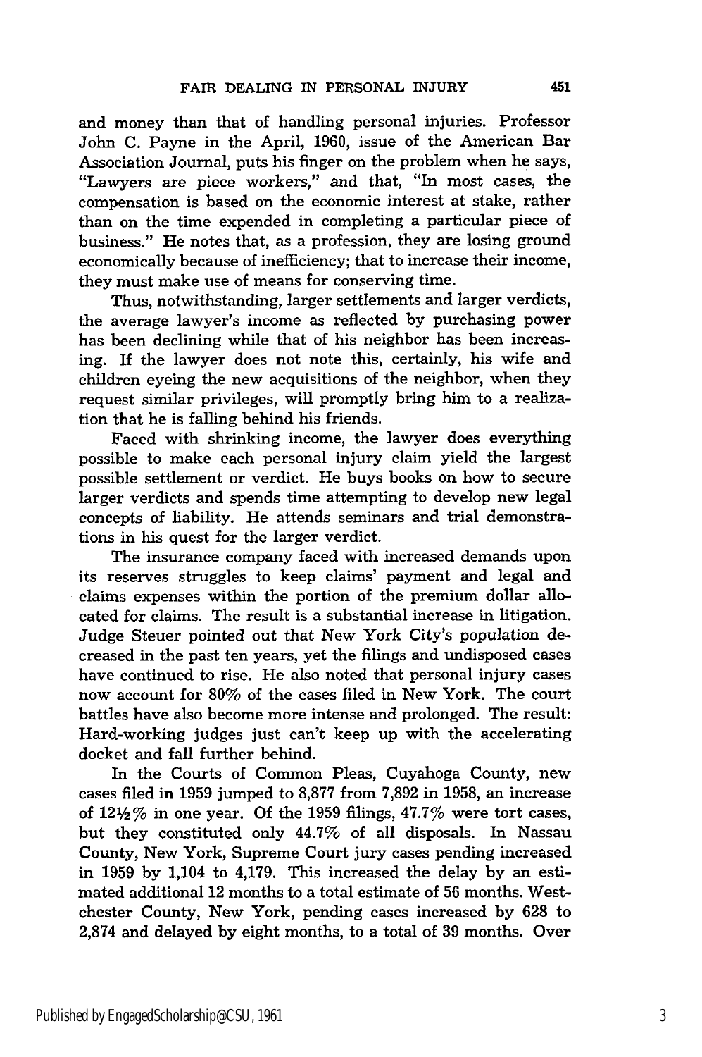and money than that of handling personal injuries. Professor John C. Payne in the April, 1960, issue of the American Bar Association Journal, puts his finger on the problem when he says, "Lawyers are piece workers," and that, "In most cases, the compensation is based on the economic interest at stake, rather than on the time expended in completing a particular piece of business." He notes that, as a profession, they are losing ground economically because of inefficiency; that to increase their income, they must make use of means for conserving time.

Thus, notwithstanding, larger settlements and larger verdicts, the average lawyer's income as reflected by purchasing power has been declining while that of his neighbor has been increasing. If the lawyer does not note this, certainly, his wife and children eyeing the new acquisitions of the neighbor, when they request similar privileges, will promptly bring him to a realization that he is falling behind his friends.

Faced with shrinking income, the lawyer does everything possible to make each personal injury claim yield the largest possible settlement or verdict. He buys books on how to secure larger verdicts and spends time attempting to develop new legal concepts of liability. He attends seminars and trial demonstrations in his quest for the larger verdict.

The insurance company faced with increased demands upon its reserves struggles to keep claims' payment and legal and claims expenses within the portion of the premium dollar allocated for claims. The result is a substantial increase in litigation. Judge Steuer pointed out that New York City's population decreased in the past ten years, yet the filings and undisposed cases have continued to rise. He also noted that personal injury cases now account for 80% of the cases filed in New York. The court battles have also become more intense and prolonged. The result: Hard-working judges just can't keep up with the accelerating docket and fall further behind.

In the Courts of Common Pleas, Cuyahoga County, new cases filed in 1959 jumped to 8,877 from 7,892 in 1958, an increase of 12½% in one year. Of the 1959 filings, 47.7% were tort cases, but they constituted only 44.7% of all disposals. In Nassau County, New York, Supreme Court jury cases pending increased in 1959 by 1,104 to 4,179. This increased the delay by an estimated additional 12 months to a total estimate of 56 months. Westchester County, New York, pending cases increased by 628 to 2,874 and delayed by eight months, to a total of 39 months. Over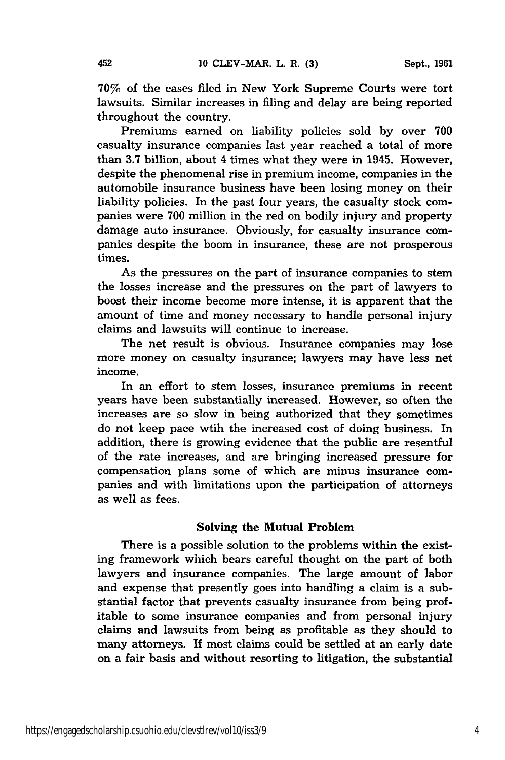70% of the cases filed in New York Supreme Courts were tort lawsuits. Similar increases in filing and delay are being reported throughout the country.

Premiums earned on liability policies sold by over 700 casualty insurance companies last year reached a total of more than 3.7 billion, about 4 times what they were in 1945. However, despite the phenomenal rise in premium income, companies in the automobile insurance business have been losing money on their liability policies. In the past four years, the casualty stock companies were 700 million in the red on bodily injury and property damage auto insurance. Obviously, for casualty insurance companies despite the boom in insurance, these are not prosperous times.

As the pressures on the part of insurance companies to stem the losses increase and the pressures on the part of lawyers to boost their income become more intense, it is apparent that the amount of time and money necessary to handle personal injury claims and lawsuits will continue to increase.

The net result is obvious. Insurance companies may lose more money on casualty insurance; lawyers may have less net income.

In an effort to stem losses, insurance premiums in recent years have been substantially increased. However, so often the increases are so slow in being authorized that they sometimes do not keep pace wtih the increased cost of doing business. In addition, there is growing evidence that the public are resentful of the rate increases, and are bringing increased pressure for compensation plans some of which are minus insurance companies and with limitations upon the participation of attorneys as well as fees.

## Solving the Mutual Problem

There is a possible solution to the problems within the existing framework which bears careful thought on the part of both lawyers and insurance companies. The large amount of labor and expense that presently goes into handling a claim is a substantial factor that prevents casualty insurance from being profitable to some insurance companies and from personal injury claims and lawsuits from being as profitable as they should to many attorneys. If most claims could be settled at an early date on a fair basis and without resorting to litigation, the substantial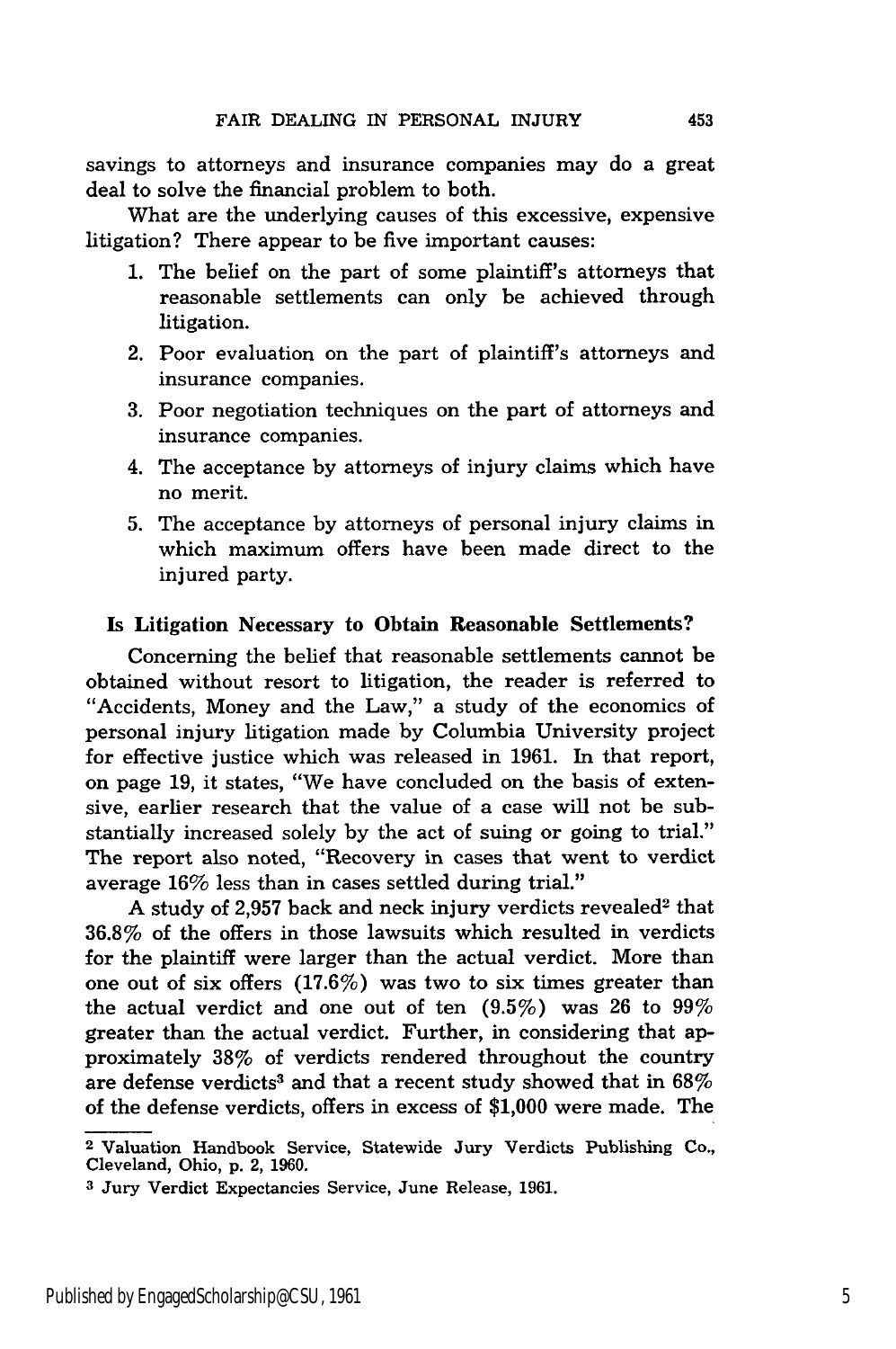savings to attorneys and insurance companies may do a great deal to solve the financial problem to both.

What are the underlying causes of this excessive, expensive litigation? There appear to be five important causes:

1. The belief on the part of some plaintiff's attorneys that reasonable settlements can only be achieved through litigation.
2. Poor evaluation on the part of plaintiff's attorneys and insurance companies.
3. Poor negotiation techniques on the part of attorneys and insurance companies.
4. The acceptance by attorneys of injury claims which have no merit.
5. The acceptance by attorneys of personal injury claims in which maximum offers have been made direct to the injured party.

**Is Litigation Necessary to Obtain Reasonable Settlements?**

Concerning the belief that reasonable settlements cannot be obtained without resort to litigation, the reader is referred to "Accidents, Money and the Law," a study of the economics of personal injury litigation made by Columbia University project for effective justice which was released in 1961. In that report, on page 19, it states, "We have concluded on the basis of extensive, earlier research that the value of a case will not be substantially increased solely by the act of suing or going to trial." The report also noted, "Recovery in cases that went to verdict average 16% less than in cases settled during trial."

A study of 2,957 back and neck injury verdicts revealed[2] that 36.8% of the offers in those lawsuits which resulted in verdicts for the plaintiff were larger than the actual verdict. More than one out of six offers (17.6%) was two to six times greater than the actual verdict and one out of ten (9.5%) was 26 to 99% greater than the actual verdict. Further, in considering that approximately 38% of verdicts rendered throughout the country are defense verdicts[3] and that a recent study showed that in 68% of the defense verdicts, offers in excess of $1,000 were made. The

---

[2] Valuation Handbook Service, Statewide Jury Verdicts Publishing Co., Cleveland, Ohio, p. 2, 1960.

[3] Jury Verdict Expectancies Service, June Release, 1961.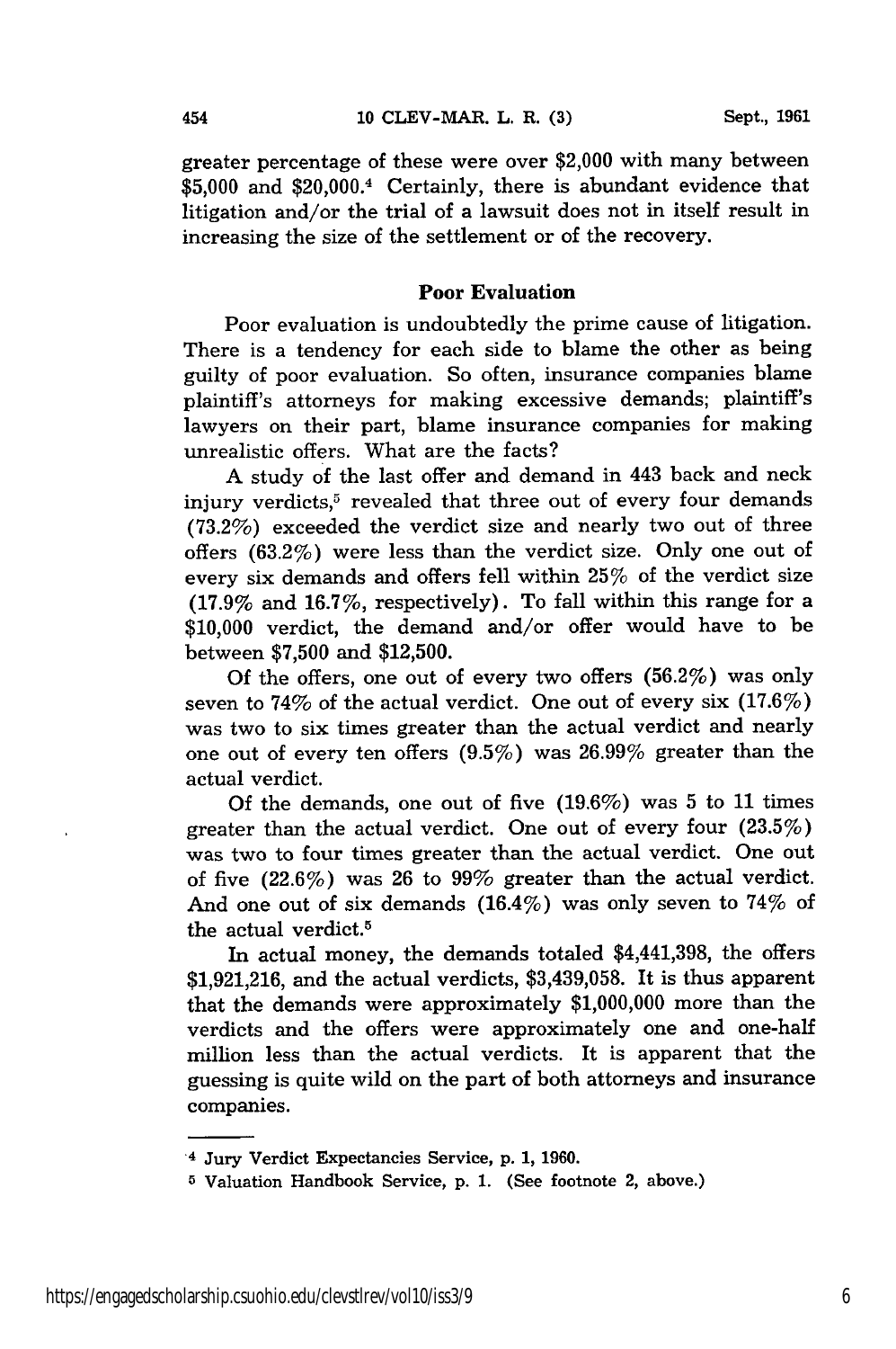greater percentage of these were over $2,000 with many between $5,000 and $20,000.[4] Certainly, there is abundant evidence that litigation and/or the trial of a lawsuit does not in itself result in increasing the size of the settlement or of the recovery.

## Poor Evaluation

Poor evaluation is undoubtedly the prime cause of litigation. There is a tendency for each side to blame the other as being guilty of poor evaluation. So often, insurance companies blame plaintiff's attorneys for making excessive demands; plaintiff's lawyers on their part, blame insurance companies for making unrealistic offers. What are the facts?

A study of the last offer and demand in 443 back and neck injury verdicts,[5] revealed that three out of every four demands (73.2%) exceeded the verdict size and nearly two out of three offers (63.2%) were less than the verdict size. Only one out of every six demands and offers fell within 25% of the verdict size (17.9% and 16.7%, respectively). To fall within this range for a $10,000 verdict, the demand and/or offer would have to be between $7,500 and $12,500.

Of the offers, one out of every two offers (56.2%) was only seven to 74% of the actual verdict. One out of every six (17.6%) was two to six times greater than the actual verdict and nearly one out of every ten offers (9.5%) was 26.99% greater than the actual verdict.

Of the demands, one out of five (19.6%) was 5 to 11 times greater than the actual verdict. One out of every four (23.5%) was two to four times greater than the actual verdict. One out of five (22.6%) was 26 to 99% greater than the actual verdict. And one out of six demands (16.4%) was only seven to 74% of the actual verdict.[5]

In actual money, the demands totaled $4,441,398, the offers $1,921,216, and the actual verdicts, $3,439,058. It is thus apparent that the demands were approximately $1,000,000 more than the verdicts and the offers were approximately one and one-half million less than the actual verdicts. It is apparent that the guessing is quite wild on the part of both attorneys and insurance companies.

---

[4] Jury Verdict Expectancies Service, p. 1, 1960.

[5] Valuation Handbook Service, p. 1. (See footnote 2, above.)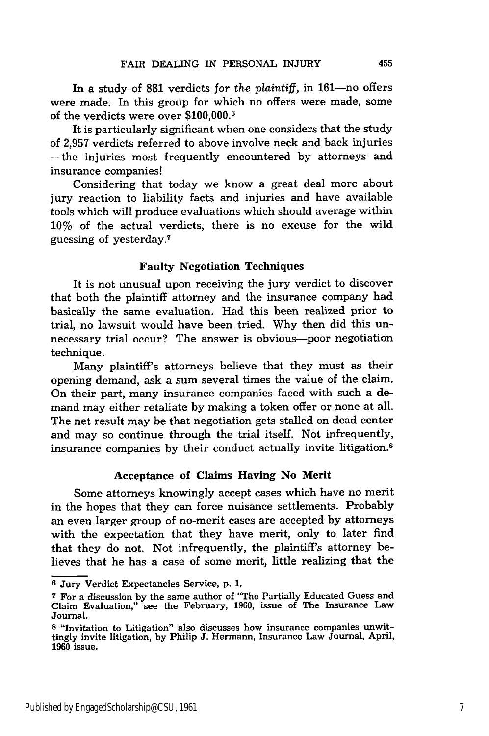In a study of 881 verdicts *for the plaintiff,* in 161—no offers were made. In this group for which no offers were made, some of the verdicts were over $100,000.[6]

It is particularly significant when one considers that the study of 2,957 verdicts referred to above involve neck and back injuries —the injuries most frequently encountered by attorneys and insurance companies!

Considering that today we know a great deal more about jury reaction to liability facts and injuries and have available tools which will produce evaluations which should average within 10% of the actual verdicts, there is no excuse for the wild guessing of yesterday.[7]

### Faulty Negotiation Techniques

It is not unusual upon receiving the jury verdict to discover that both the plaintiff attorney and the insurance company had basically the same evaluation. Had this been realized prior to trial, no lawsuit would have been tried. Why then did this unnecessary trial occur? The answer is obvious—poor negotiation technique.

Many plaintiff's attorneys believe that they must as their opening demand, ask a sum several times the value of the claim. On their part, many insurance companies faced with such a demand may either retaliate by making a token offer or none at all. The net result may be that negotiation gets stalled on dead center and may so continue through the trial itself. Not infrequently, insurance companies by their conduct actually invite litigation.[8]

### Acceptance of Claims Having No Merit

Some attorneys knowingly accept cases which have no merit in the hopes that they can force nuisance settlements. Probably an even larger group of no-merit cases are accepted by attorneys with the expectation that they have merit, only to later find that they do not. Not infrequently, the plaintiff's attorney believes that he has a case of some merit, little realizing that the

---

[6] Jury Verdict Expectancies Service, p. 1.

[7] For a discussion by the same author of "The Partially Educated Guess and Claim Evaluation," see the February, 1960, issue of The Insurance Law Journal.

[8] "Invitation to Litigation" also discusses how insurance companies unwittingly invite litigation, by Philip J. Hermann, Insurance Law Journal, April, 1960 issue.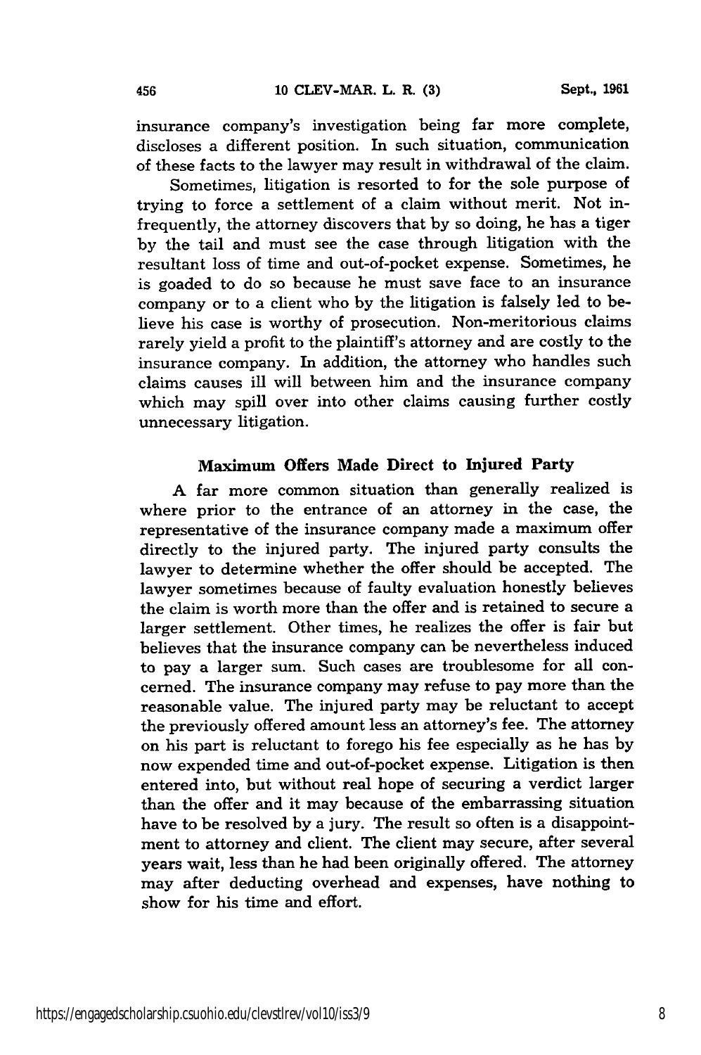insurance company's investigation being far more complete, discloses a different position. In such situation, communication of these facts to the lawyer may result in withdrawal of the claim.

Sometimes, litigation is resorted to for the sole purpose of trying to force a settlement of a claim without merit. Not infrequently, the attorney discovers that by so doing, he has a tiger by the tail and must see the case through litigation with the resultant loss of time and out-of-pocket expense. Sometimes, he is goaded to do so because he must save face to an insurance company or to a client who by the litigation is falsely led to believe his case is worthy of prosecution. Non-meritorious claims rarely yield a profit to the plaintiff's attorney and are costly to the insurance company. In addition, the attorney who handles such claims causes ill will between him and the insurance company which may spill over into other claims causing further costly unnecessary litigation.

### Maximum Offers Made Direct to Injured Party

A far more common situation than generally realized is where prior to the entrance of an attorney in the case, the representative of the insurance company made a maximum offer directly to the injured party. The injured party consults the lawyer to determine whether the offer should be accepted. The lawyer sometimes because of faulty evaluation honestly believes the claim is worth more than the offer and is retained to secure a larger settlement. Other times, he realizes the offer is fair but believes that the insurance company can be nevertheless induced to pay a larger sum. Such cases are troublesome for all concerned. The insurance company may refuse to pay more than the reasonable value. The injured party may be reluctant to accept the previously offered amount less an attorney's fee. The attorney on his part is reluctant to forego his fee especially as he has by now expended time and out-of-pocket expense. Litigation is then entered into, but without real hope of securing a verdict larger than the offer and it may because of the embarrassing situation have to be resolved by a jury. The result so often is a disappointment to attorney and client. The client may secure, after several years wait, less than he had been originally offered. The attorney may after deducting overhead and expenses, have nothing to show for his time and effort.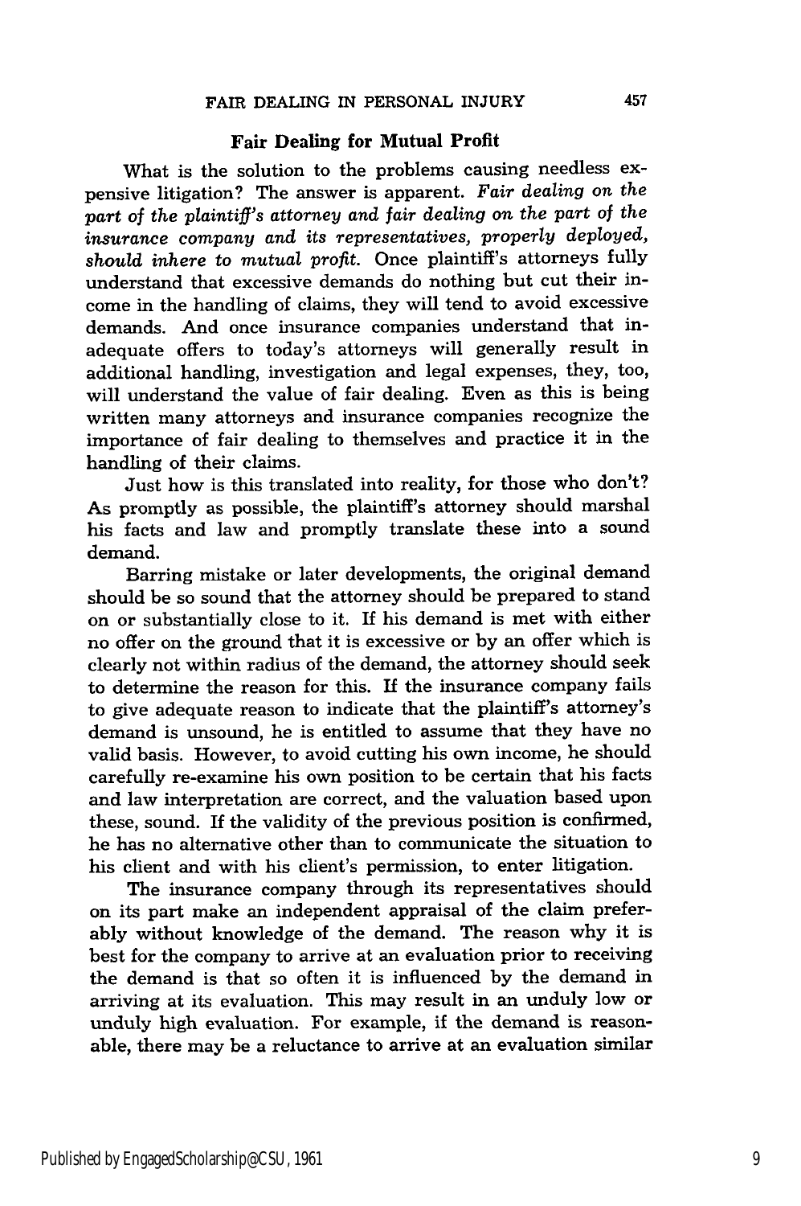## Fair Dealing for Mutual Profit

What is the solution to the problems causing needless expensive litigation? The answer is apparent. *Fair dealing on the part of the plaintiff's attorney and fair dealing on the part of the insurance company and its representatives, properly deployed, should inhere to mutual profit.* Once plaintiff's attorneys fully understand that excessive demands do nothing but cut their income in the handling of claims, they will tend to avoid excessive demands. And once insurance companies understand that inadequate offers to today's attorneys will generally result in additional handling, investigation and legal expenses, they, too, will understand the value of fair dealing. Even as this is being written many attorneys and insurance companies recognize the importance of fair dealing to themselves and practice it in the handling of their claims.

Just how is this translated into reality, for those who don't? As promptly as possible, the plaintiff's attorney should marshal his facts and law and promptly translate these into a sound demand.

Barring mistake or later developments, the original demand should be so sound that the attorney should be prepared to stand on or substantially close to it. If his demand is met with either no offer on the ground that it is excessive or by an offer which is clearly not within radius of the demand, the attorney should seek to determine the reason for this. If the insurance company fails to give adequate reason to indicate that the plaintiff's attorney's demand is unsound, he is entitled to assume that they have no valid basis. However, to avoid cutting his own income, he should carefully re-examine his own position to be certain that his facts and law interpretation are correct, and the valuation based upon these, sound. If the validity of the previous position is confirmed, he has no alternative other than to communicate the situation to his client and with his client's permission, to enter litigation.

The insurance company through its representatives should on its part make an independent appraisal of the claim preferably without knowledge of the demand. The reason why it is best for the company to arrive at an evaluation prior to receiving the demand is that so often it is influenced by the demand in arriving at its evaluation. This may result in an unduly low or unduly high evaluation. For example, if the demand is reasonable, there may be a reluctance to arrive at an evaluation similar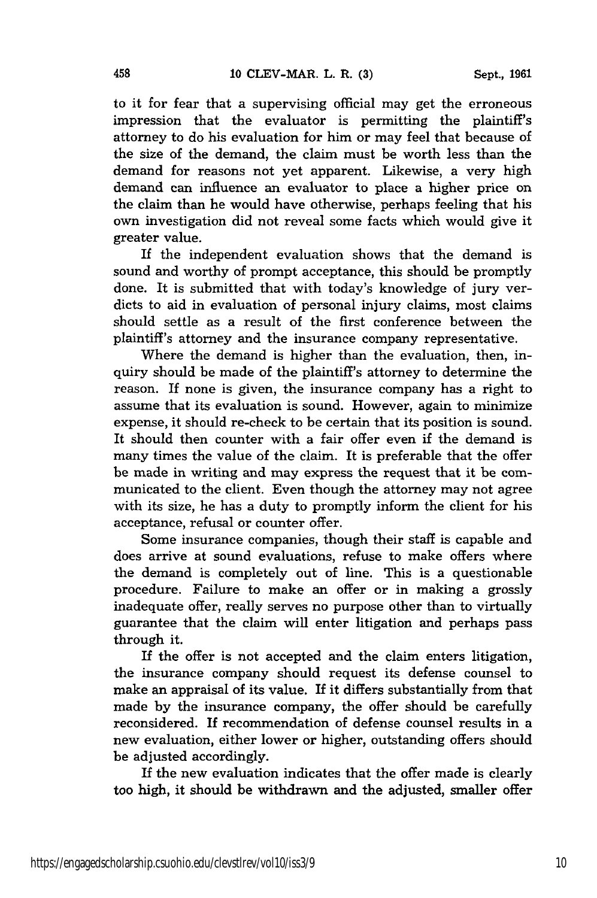to it for fear that a supervising official may get the erroneous impression that the evaluator is permitting the plaintiff's attorney to do his evaluation for him or may feel that because of the size of the demand, the claim must be worth less than the demand for reasons not yet apparent. Likewise, a very high demand can influence an evaluator to place a higher price on the claim than he would have otherwise, perhaps feeling that his own investigation did not reveal some facts which would give it greater value.

If the independent evaluation shows that the demand is sound and worthy of prompt acceptance, this should be promptly done. It is submitted that with today's knowledge of jury verdicts to aid in evaluation of personal injury claims, most claims should settle as a result of the first conference between the plaintiff's attorney and the insurance company representative.

Where the demand is higher than the evaluation, then, inquiry should be made of the plaintiff's attorney to determine the reason. If none is given, the insurance company has a right to assume that its evaluation is sound. However, again to minimize expense, it should re-check to be certain that its position is sound. It should then counter with a fair offer even if the demand is many times the value of the claim. It is preferable that the offer be made in writing and may express the request that it be communicated to the client. Even though the attorney may not agree with its size, he has a duty to promptly inform the client for his acceptance, refusal or counter offer.

Some insurance companies, though their staff is capable and does arrive at sound evaluations, refuse to make offers where the demand is completely out of line. This is a questionable procedure. Failure to make an offer or in making a grossly inadequate offer, really serves no purpose other than to virtually guarantee that the claim will enter litigation and perhaps pass through it.

If the offer is not accepted and the claim enters litigation, the insurance company should request its defense counsel to make an appraisal of its value. If it differs substantially from that made by the insurance company, the offer should be carefully reconsidered. If recommendation of defense counsel results in a new evaluation, either lower or higher, outstanding offers should be adjusted accordingly.

If the new evaluation indicates that the offer made is clearly too high, it should be withdrawn and the adjusted, smaller offer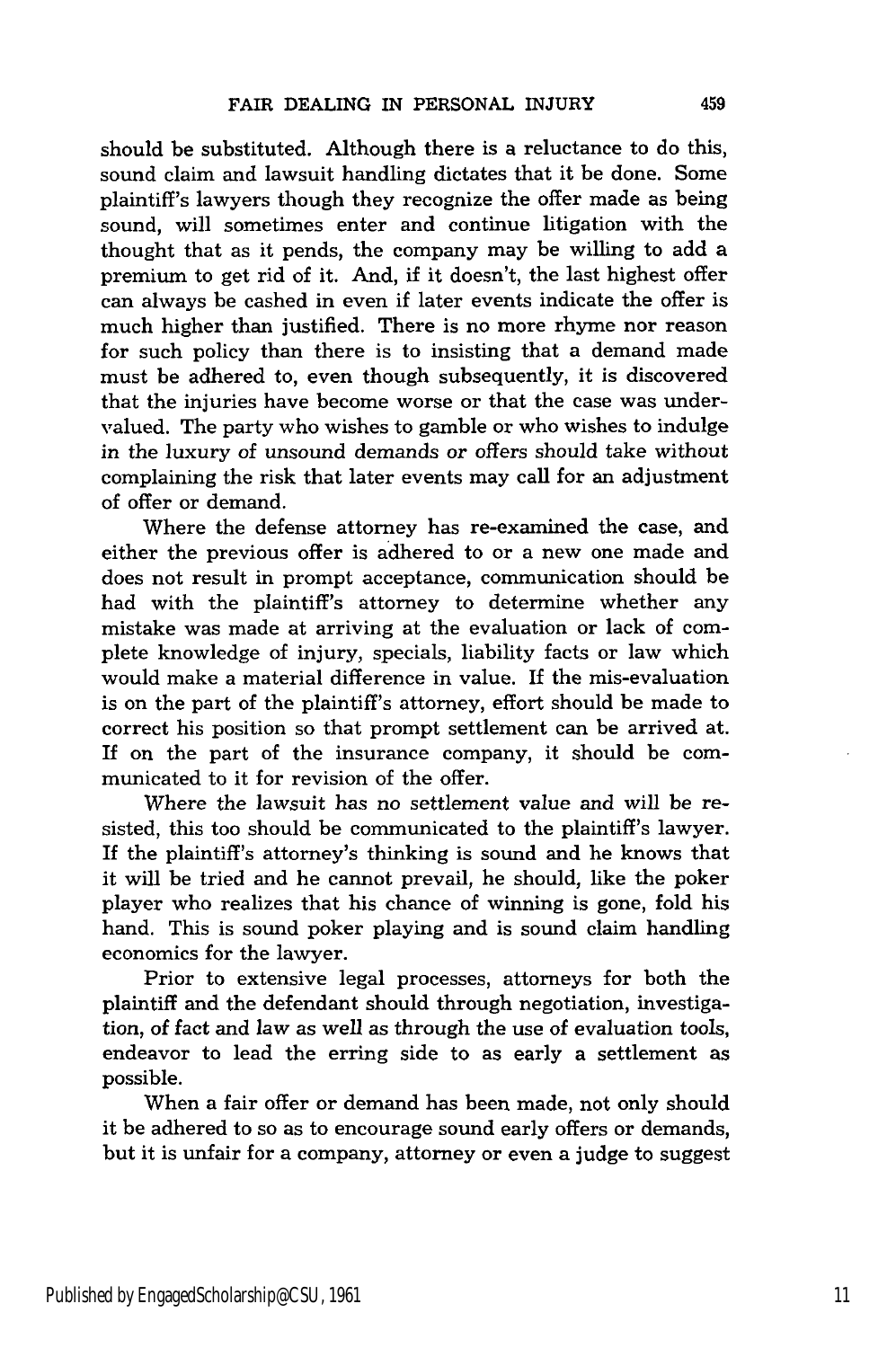should be substituted. Although there is a reluctance to do this, sound claim and lawsuit handling dictates that it be done. Some plaintiff's lawyers though they recognize the offer made as being sound, will sometimes enter and continue litigation with the thought that as it pends, the company may be willing to add a premium to get rid of it. And, if it doesn't, the last highest offer can always be cashed in even if later events indicate the offer is much higher than justified. There is no more rhyme nor reason for such policy than there is to insisting that a demand made must be adhered to, even though subsequently, it is discovered that the injuries have become worse or that the case was undervalued. The party who wishes to gamble or who wishes to indulge in the luxury of unsound demands or offers should take without complaining the risk that later events may call for an adjustment of offer or demand.

Where the defense attorney has re-examined the case, and either the previous offer is adhered to or a new one made and does not result in prompt acceptance, communication should be had with the plaintiff's attorney to determine whether any mistake was made at arriving at the evaluation or lack of complete knowledge of injury, specials, liability facts or law which would make a material difference in value. If the mis-evaluation is on the part of the plaintiff's attorney, effort should be made to correct his position so that prompt settlement can be arrived at. If on the part of the insurance company, it should be communicated to it for revision of the offer.

Where the lawsuit has no settlement value and will be resisted, this too should be communicated to the plaintiff's lawyer. If the plaintiff's attorney's thinking is sound and he knows that it will be tried and he cannot prevail, he should, like the poker player who realizes that his chance of winning is gone, fold his hand. This is sound poker playing and is sound claim handling economics for the lawyer.

Prior to extensive legal processes, attorneys for both the plaintiff and the defendant should through negotiation, investigation, of fact and law as well as through the use of evaluation tools, endeavor to lead the erring side to as early a settlement as possible.

When a fair offer or demand has been made, not only should it be adhered to so as to encourage sound early offers or demands, but it is unfair for a company, attorney or even a judge to suggest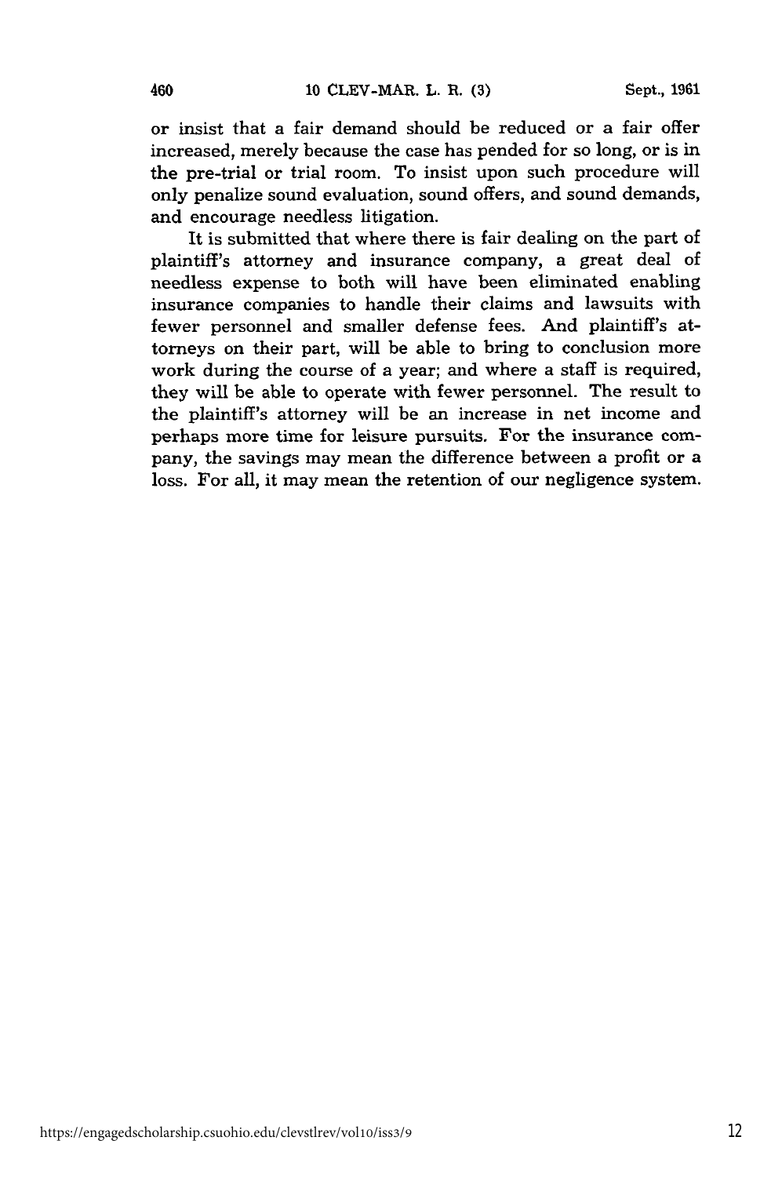or insist that a fair demand should be reduced or a fair offer increased, merely because the case has pended for so long, or is in the pre-trial or trial room. To insist upon such procedure will only penalize sound evaluation, sound offers, and sound demands, and encourage needless litigation.

It is submitted that where there is fair dealing on the part of plaintiff's attorney and insurance company, a great deal of needless expense to both will have been eliminated enabling insurance companies to handle their claims and lawsuits with fewer personnel and smaller defense fees. And plaintiff's attorneys on their part, will be able to bring to conclusion more work during the course of a year; and where a staff is required, they will be able to operate with fewer personnel. The result to the plaintiff's attorney will be an increase in net income and perhaps more time for leisure pursuits. For the insurance company, the savings may mean the difference between a profit or a loss. For all, it may mean the retention of our negligence system.